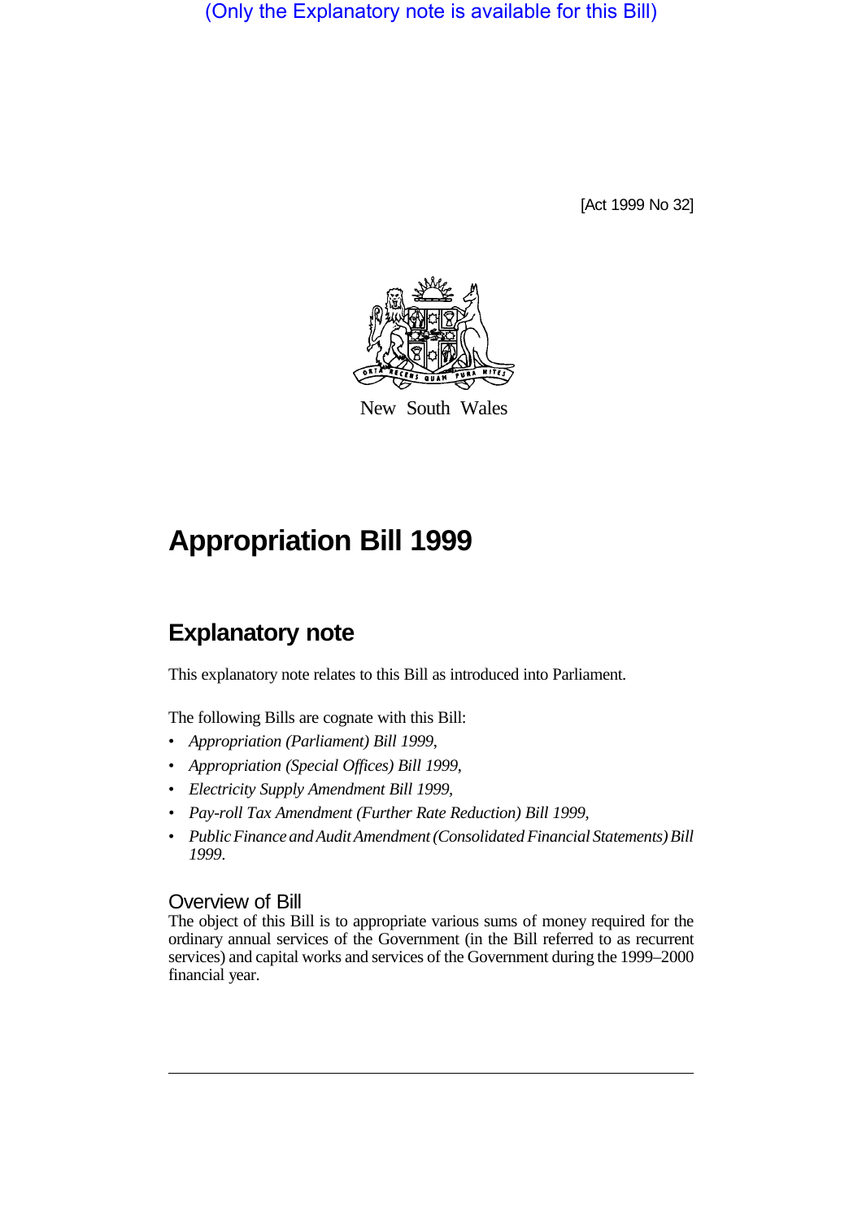(Only the Explanatory note is available for this Bill)

[Act 1999 No 32]

New South Wales

# Appropriation Bill 1999

## Explanatory note

This explanatory note relates to this Bill as introduced into Parliament.

The following Bills are cognate with this Bill:

- *Appropriation (Parliament) Bill 1999*,
- *Appropriation (Special Offices) Bill 1999*,
- *Electricity Supply Amendment Bill 1999*,
- *Pay-roll Tax Amendment (Further Rate Reduction) Bill 1999*,
- *Public Finance and Audit Amendment (Consolidated Financial Statements) Bill 1999*.

### Overview of Bill

The object of this Bill is to appropriate various sums of money required for the ordinary annual services of the Government (in the Bill referred to as recurrent services) and capital works and services of the Government during the 1999–2000 financial year.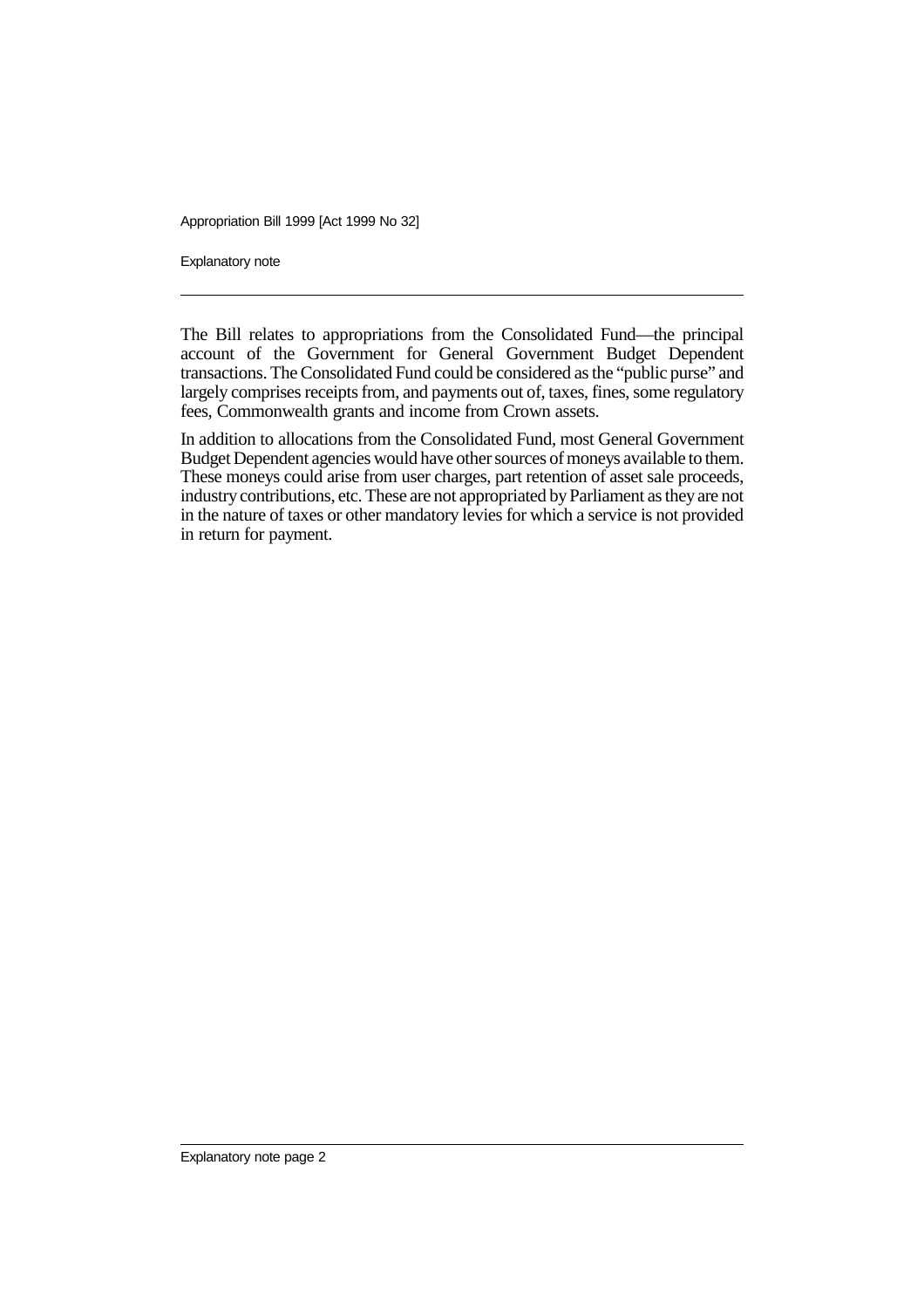The Bill relates to appropriations from the Consolidated Fund—the principal account of the Government for General Government Budget Dependent transactions. The Consolidated Fund could be considered as the "public purse" and largely comprises receipts from, and payments out of, taxes, fines, some regulatory fees, Commonwealth grants and income from Crown assets.

In addition to allocations from the Consolidated Fund, most General Government Budget Dependent agencies would have other sources of moneys available to them. These moneys could arise from user charges, part retention of asset sale proceeds, industry contributions, etc. These are not appropriated by Parliament as they are not in the nature of taxes or other mandatory levies for which a service is not provided in return for payment.